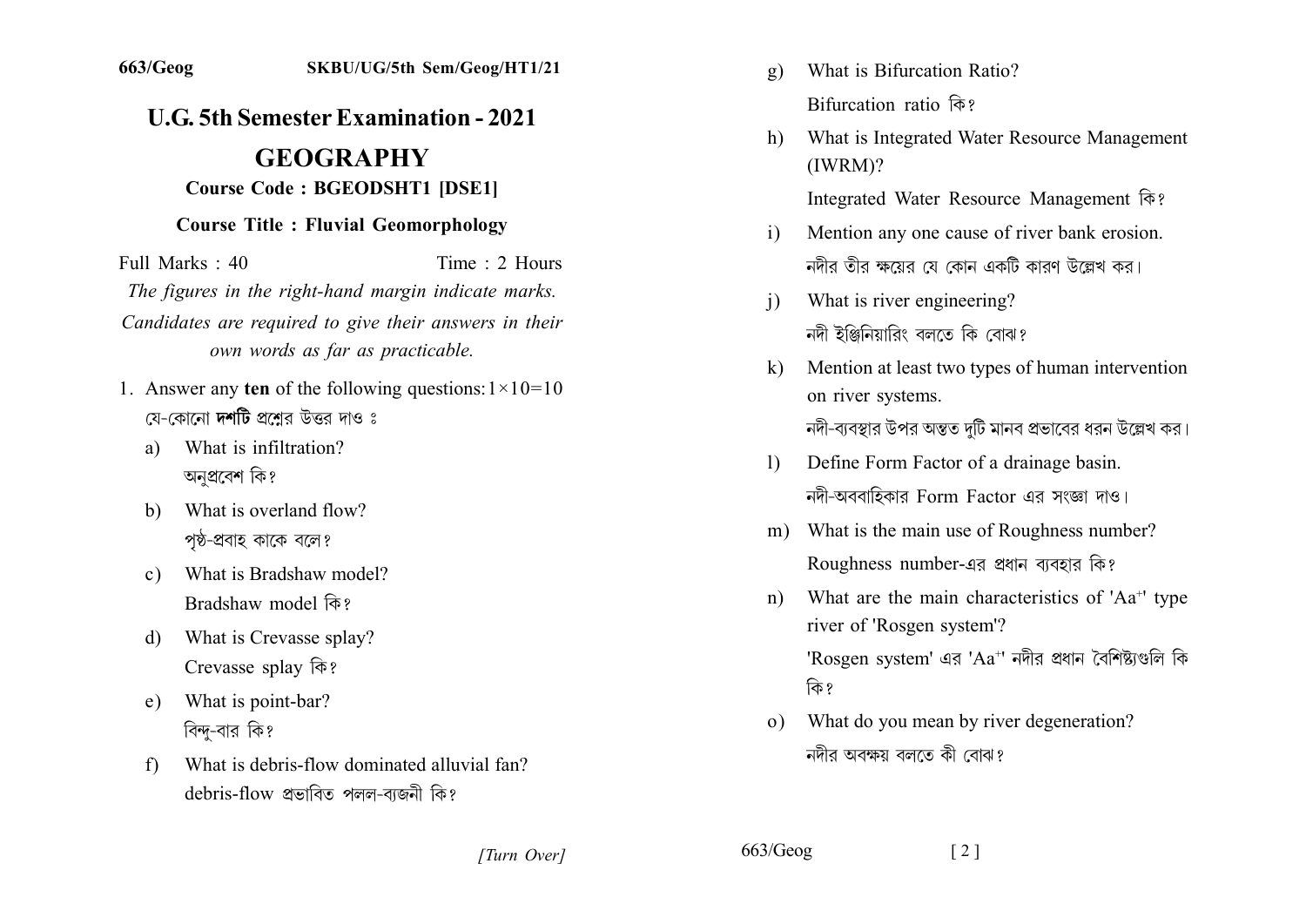# U.G. 5th Semester Examination - 2021

## GEOGRAPHY

**Course Code : BGEODSHT1 [DSE1]**

**Course Title : Fluvial Geomorphology**

Full Marks : 40 Time : 2 Hours

*The figures in the right-hand margin indicate marks.*

*Candidates are required to give their answers in their own words as far as practicable.*

1. Answer any **ten** of the following questions: $1 \times 10 = 10$
   যে-কোনো **দশটি** প্রশ্নের উত্তর দাও ঃ

   a) What is infiltration?
   অনুপ্রবেশ কি?

   b) What is overland flow?
   পৃষ্ঠ-প্রবাহ কাকে বলে?

   c) What is Bradshaw model?
   Bradshaw model কি?

   d) What is Crevasse splay?
   Crevasse splay কি?

   e) What is point-bar?
   বিন্দু-বার কি?

   f) What is debris-flow dominated alluvial fan?
   debris-flow প্রভাবিত পলল-ব্যজনী কি?

   g) What is Bifurcation Ratio?
   Bifurcation ratio কি?

   h) What is Integrated Water Resource Management (IWRM)?
   Integrated Water Resource Management কি?

   i) Mention any one cause of river bank erosion.
   নদীর তীর ক্ষয়ের যে কোন একটি কারণ উল্লেখ কর।

   j) What is river engineering?
   নদী ইঞ্জিনিয়ারিং বলতে কি বোঝ?

   k) Mention at least two types of human intervention on river systems.
   নদী-ব্যবস্থার উপর অন্তত দুটি মানব প্রভাবের ধরন উল্লেখ কর।

   l) Define Form Factor of a drainage basin.
   নদী-অববাহিকার Form Factor এর সংজ্ঞা দাও।

   m) What is the main use of Roughness number?
   Roughness number-এর প্রধান ব্যবহার কি?

   n) What are the main characteristics of 'Aa$^{+}$' type river of 'Rosgen system'?
   'Rosgen system' এর 'Aa$^{+}$' নদীর প্রধান বৈশিষ্ট্যগুলি কি কি?

   o) What do you mean by river degeneration?
   নদীর অবক্ষয় বলতে কী বোঝ?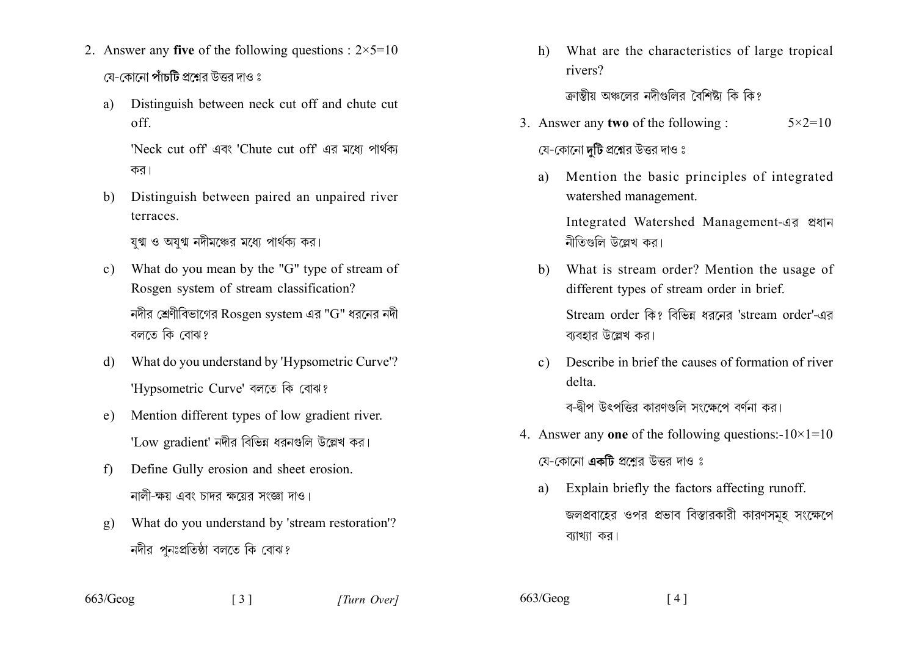2. Answer any **five** of the following questions : 2×5=10

যে-কোনো **পাঁচটি** প্রশ্নের উত্তর দাও ঃ

a) Distinguish between neck cut off and chute cut off.

'Neck cut off' এবং 'Chute cut off' এর মধ্যে পার্থক্য কর।

b) Distinguish between paired an unpaired river terraces.

যুগ্ম ও অযুগ্ম নদীমঞ্চের মধ্যে পার্থক্য কর।

c) What do you mean by the "G" type of stream of Rosgen system of stream classification?

নদীর শ্রেণীবিভাগের Rosgen system এর "G" ধরনের নদী বলতে কি বোঝ?

d) What do you understand by 'Hypsometric Curve'?

'Hypsometric Curve' বলতে কি বোঝ?

e) Mention different types of low gradient river.

'Low gradient' নদীর বিভিন্ন ধরনগুলি উল্লেখ কর।

f) Define Gully erosion and sheet erosion.

নালী-ক্ষয় এবং চাদর ক্ষয়ের সংজ্ঞা দাও।

g) What do you understand by 'stream restoration'?

নদীর পুনঃপ্রতিষ্ঠা বলতে কি বোঝ?

h) What are the characteristics of large tropical rivers?

ক্রান্তীয় অঞ্চলের নদীগুলির বৈশিষ্ট্য কি কি?

3. Answer any **two** of the following : 5×2=10

যে-কোনো **দুটি** প্রশ্নের উত্তর দাও ঃ

a) Mention the basic principles of integrated watershed management.

Integrated Watershed Management-এর প্রধান নীতিগুলি উল্লেখ কর।

b) What is stream order? Mention the usage of different types of stream order in brief.

Stream order কি? বিভিন্ন ধরনের 'stream order'-এর ব্যবহার উল্লেখ কর।

c) Describe in brief the causes of formation of river delta.

ব-দ্বীপ উৎপত্তির কারণগুলি সংক্ষেপে বর্ণনা কর।

4. Answer any **one** of the following questions:-10×1=10

যে-কোনো **একটি** প্রশ্নের উত্তর দাও ঃ

a) Explain briefly the factors affecting runoff.

জলপ্রবাহের ওপর প্রভাব বিস্তারকারী কারণসমূহ সংক্ষেপে ব্যাখ্যা কর।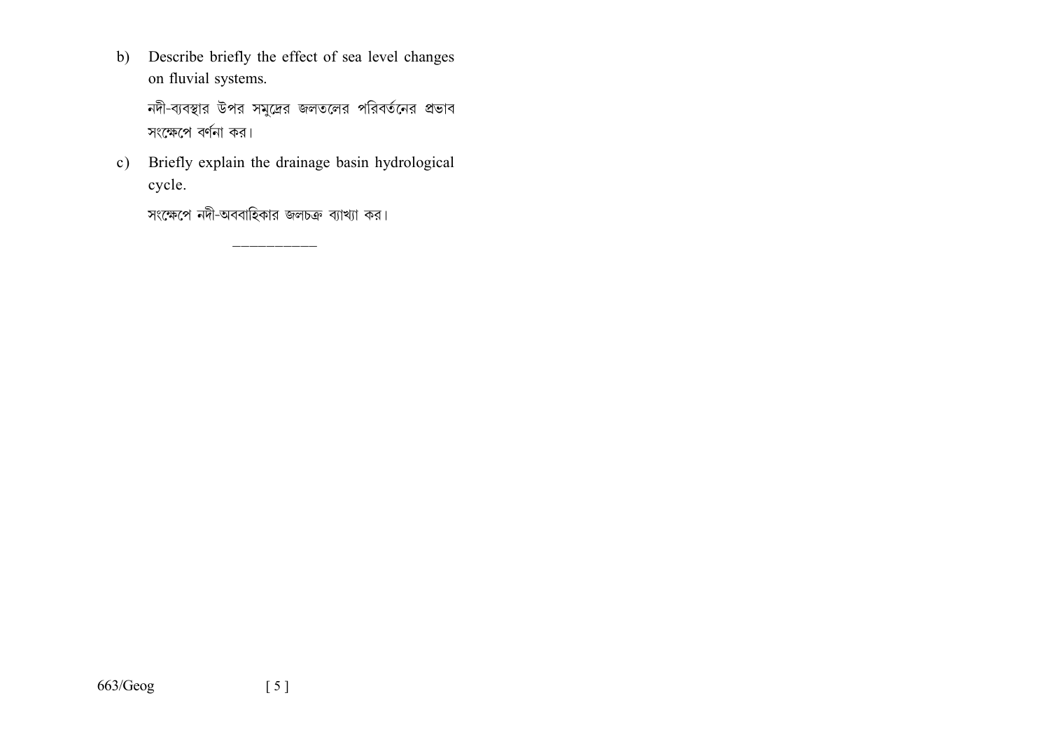b) Describe briefly the effect of sea level changes on fluvial systems.

নদী-ব্যবস্থার উপর সমুদ্রের জলতলের পরিবর্তনের প্রভাব সংক্ষেপে বর্ণনা কর।

c) Briefly explain the drainage basin hydrological cycle.

সংক্ষেপে নদী-অববাহিকার জলচক্র ব্যাখ্যা কর।

———————